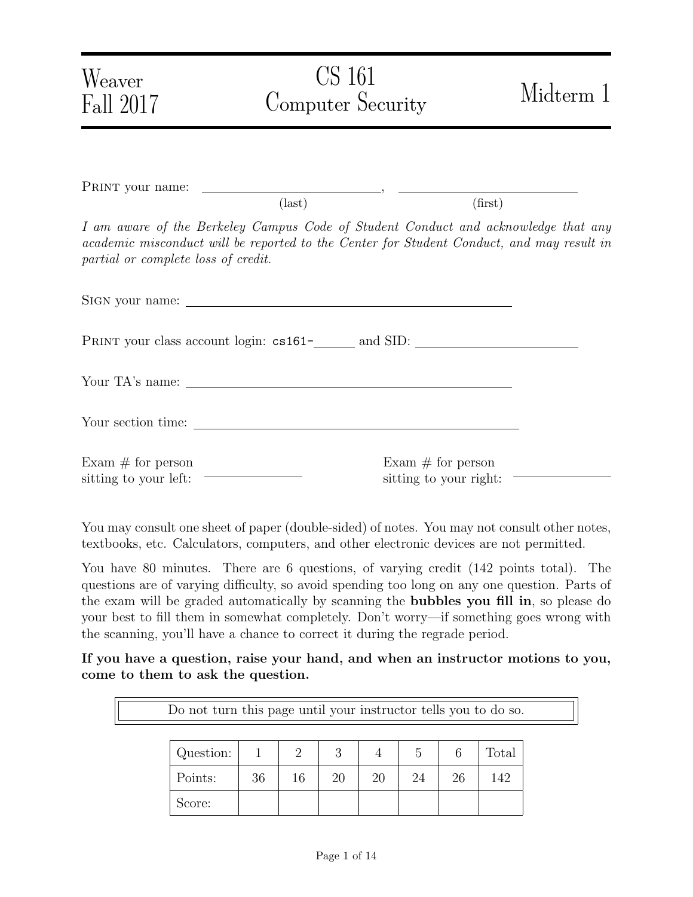# Weaver Fall 2017 — CS 161 Computer Security — Midterm 1

PRINT your name: ____________________________, ____________________________
(last) (first)

*I am aware of the Berkeley Campus Code of Student Conduct and acknowledge that any academic misconduct will be reported to the Center for Student Conduct, and may result in partial or complete loss of credit.*

SIGN your name: ______________________________________________

PRINT your class account login: cs161-______ and SID: ______________________

Your TA's name: ______________________________________________

Your section time: ______________________________________________

Exam # for person sitting to your left: ______________ Exam # for person sitting to your right: ______________

You may consult one sheet of paper (double-sided) of notes. You may not consult other notes, textbooks, etc. Calculators, computers, and other electronic devices are not permitted.

You have 80 minutes. There are 6 questions, of varying credit (142 points total). The questions are of varying difficulty, so avoid spending too long on any one question. Parts of the exam will be graded automatically by scanning the **bubbles you fill in**, so please do your best to fill them in somewhat completely. Don't worry—if something goes wrong with the scanning, you'll have a chance to correct it during the regrade period.

**If you have a question, raise your hand, and when an instructor motions to you, come to them to ask the question.**

Do not turn this page until your instructor tells you to do so.

| Question: | 1 | 2 | 3 | 4 | 5 | 6 | Total |
|---|---|---|---|---|---|---|---|
| Points: | 36 | 16 | 20 | 20 | 24 | 26 | 142 |
| Score: | | | | | | | |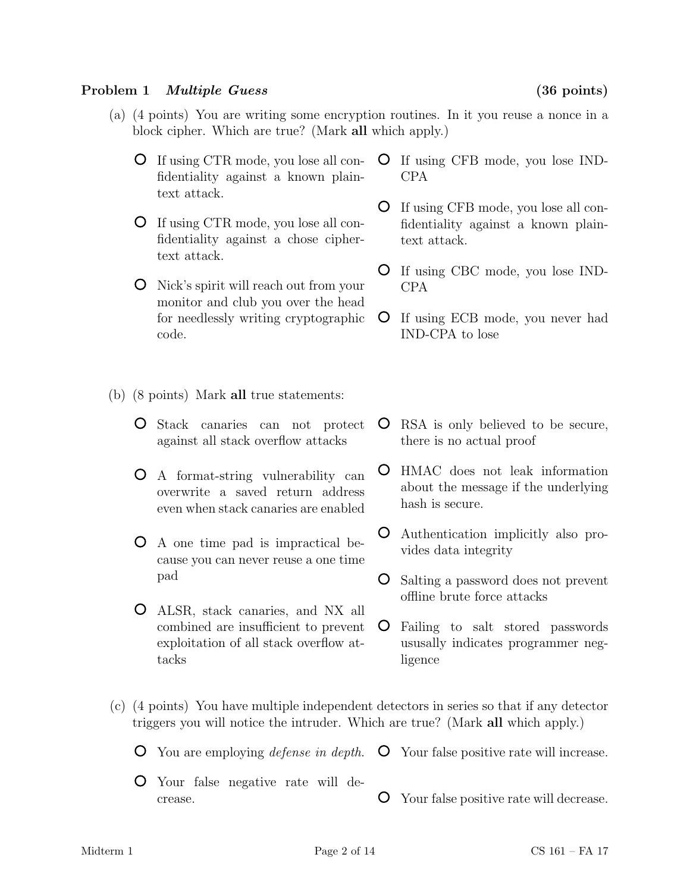## Problem 1 *Multiple Guess* (36 points)

(a) (4 points) You are writing some encryption routines. In it you reuse a nonce in a block cipher. Which are true? (Mark **all** which apply.)

- ○ If using CTR mode, you lose all confidentiality against a known plaintext attack.
- ○ If using CTR mode, you lose all confidentiality against a chose ciphertext attack.
- ○ Nick's spirit will reach out from your monitor and club you over the head for needlessly writing cryptographic code.
- ○ If using CFB mode, you lose IND-CPA
- ○ If using CFB mode, you lose all confidentiality against a known plaintext attack.
- ○ If using CBC mode, you lose IND-CPA
- ○ If using ECB mode, you never had IND-CPA to lose

(b) (8 points) Mark **all** true statements:

- ○ Stack canaries can not protect against all stack overflow attacks
- ○ A format-string vulnerability can overwrite a saved return address even when stack canaries are enabled
- ○ A one time pad is impractical because you can never reuse a one time pad
- ○ ALSR, stack canaries, and NX all combined are insufficient to prevent exploitation of all stack overflow attacks
- ○ RSA is only believed to be secure, there is no actual proof
- ○ HMAC does not leak information about the message if the underlying hash is secure.
- ○ Authentication implicitly also provides data integrity
- ○ Salting a password does not prevent offline brute force attacks
- ○ Failing to salt stored passwords ususally indicates programmer negligence

(c) (4 points) You have multiple independent detectors in series so that if any detector triggers you will notice the intruder. Which are true? (Mark **all** which apply.)

- ○ You are employing *defense in depth*.
- ○ Your false negative rate will decrease.
- ○ Your false positive rate will increase.
- ○ Your false positive rate will decrease.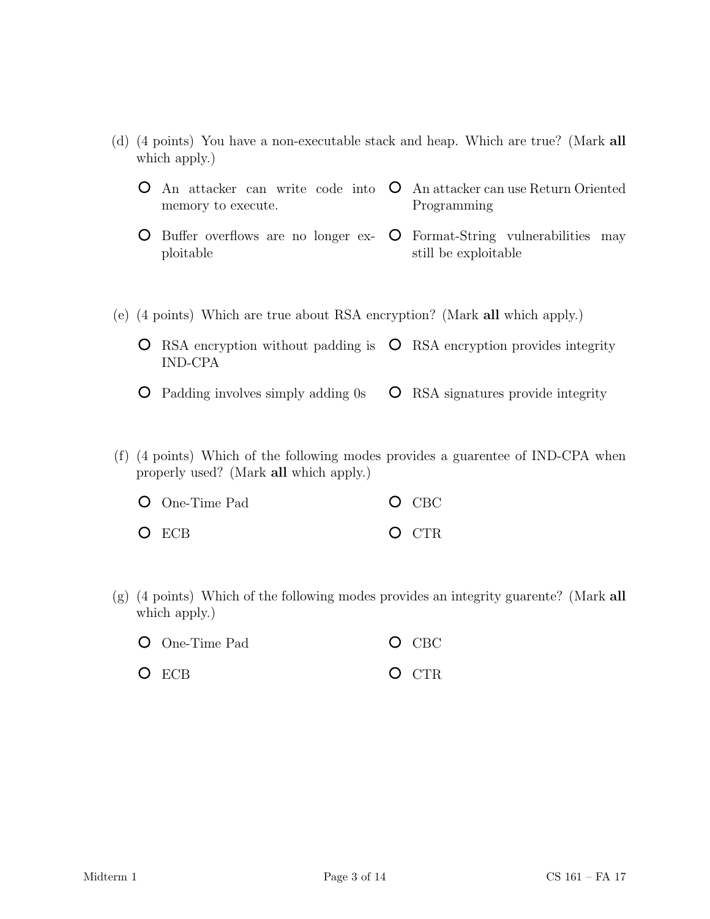(d) (4 points) You have a non-executable stack and heap. Which are true? (Mark **all** which apply.)

- ○ An attacker can write code into memory to execute.
- ○ An attacker can use Return Oriented Programming
- ○ Buffer overflows are no longer exploitable
- ○ Format-String vulnerabilities may still be exploitable

(e) (4 points) Which are true about RSA encryption? (Mark **all** which apply.)

- ○ RSA encryption without padding is IND-CPA
- ○ RSA encryption provides integrity
- ○ Padding involves simply adding 0s
- ○ RSA signatures provide integrity

(f) (4 points) Which of the following modes provides a guarentee of IND-CPA when properly used? (Mark **all** which apply.)

- ○ One-Time Pad
- ○ CBC
- ○ ECB
- ○ CTR

(g) (4 points) Which of the following modes provides an integrity guarente? (Mark **all** which apply.)

- ○ One-Time Pad
- ○ CBC
- ○ ECB
- ○ CTR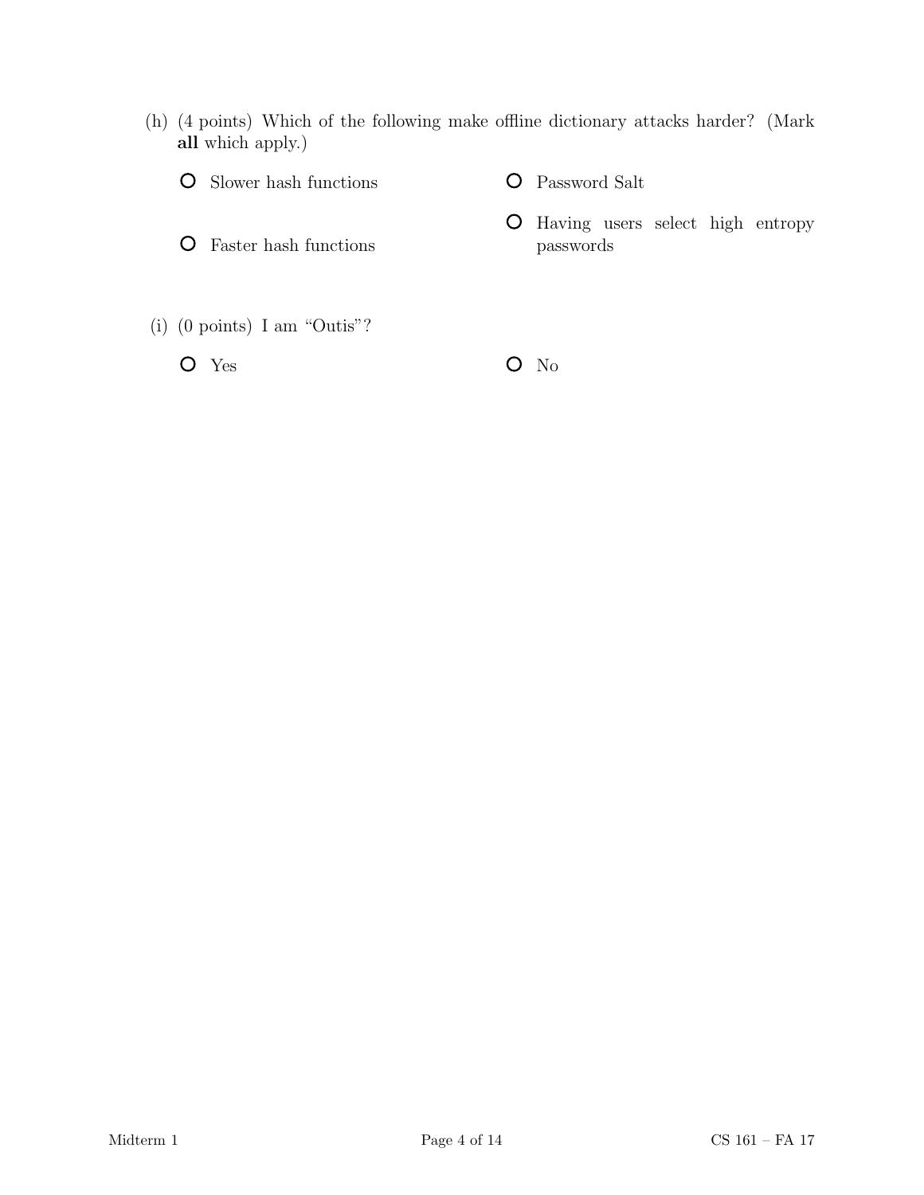(h) (4 points) Which of the following make offline dictionary attacks harder? (Mark **all** which apply.)

- ○ Slower hash functions
- ○ Password Salt
- ○ Faster hash functions
- ○ Having users select high entropy passwords

(i) (0 points) I am "Outis"?

- ○ Yes
- ○ No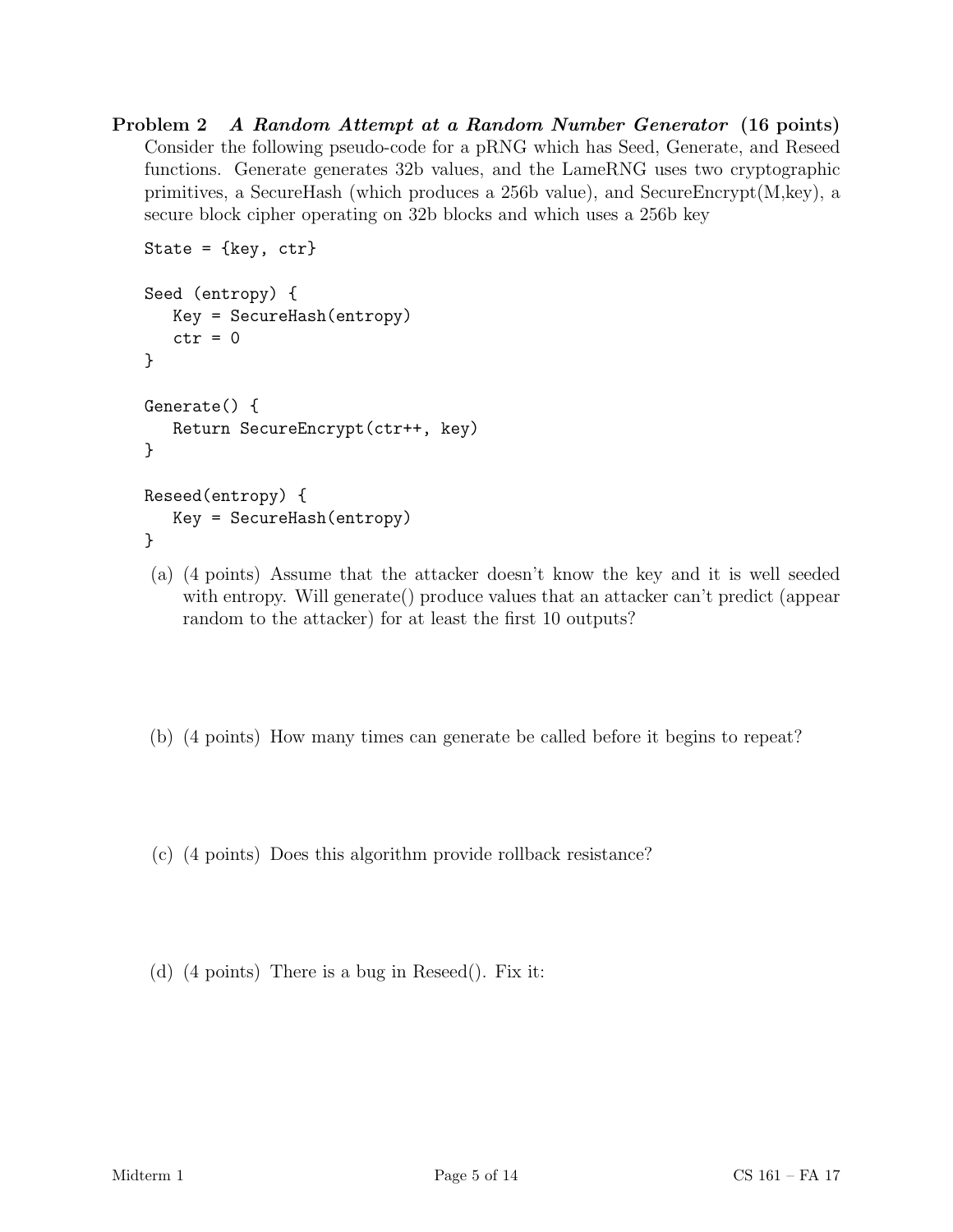**Problem 2** ***A Random Attempt at a Random Number Generator*** **(16 points)**

Consider the following pseudo-code for a pRNG which has Seed, Generate, and Reseed functions. Generate generates 32b values, and the LameRNG uses two cryptographic primitives, a SecureHash (which produces a 256b value), and SecureEncrypt(M,key), a secure block cipher operating on 32b blocks and which uses a 256b key

```
State = {key, ctr}

Seed (entropy) {
   Key = SecureHash(entropy)
   ctr = 0
}

Generate() {
   Return SecureEncrypt(ctr++, key)
}

Reseed(entropy) {
   Key = SecureHash(entropy)
}
```

(a) (4 points) Assume that the attacker doesn't know the key and it is well seeded with entropy. Will generate() produce values that an attacker can't predict (appear random to the attacker) for at least the first 10 outputs?

(b) (4 points) How many times can generate be called before it begins to repeat?

(c) (4 points) Does this algorithm provide rollback resistance?

(d) (4 points) There is a bug in Reseed(). Fix it: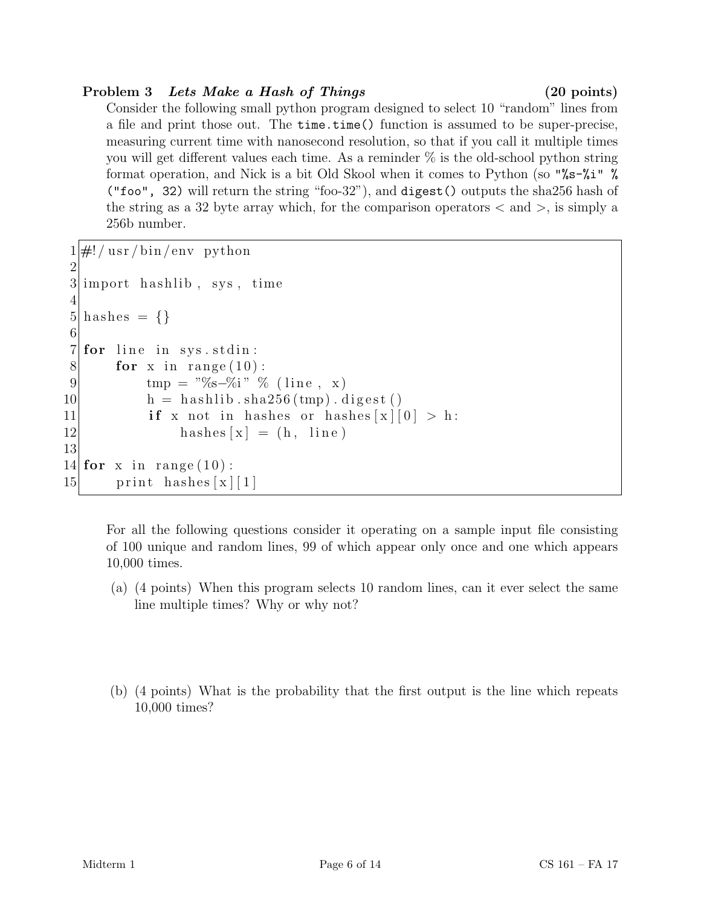**Problem 3** ***Lets Make a Hash of Things*** **(20 points)**

Consider the following small python program designed to select 10 "random" lines from a file and print those out. The `time.time()` function is assumed to be super-precise, measuring current time with nanosecond resolution, so that if you call it multiple times you will get different values each time. As a reminder % is the old-school python string format operation, and Nick is a bit Old Skool when it comes to Python (so `"%s-%i" % ("foo", 32)` will return the string "foo-32"), and `digest()` outputs the sha256 hash of the string as a 32 byte array which, for the comparison operators < and >, is simply a 256b number.

```
1  #!/usr/bin/env python
2
3  import hashlib, sys, time
4
5  hashes = {}
6
7  for line in sys.stdin:
8      for x in range(10):
9          tmp = "%s-%i" % (line, x)
10         h = hashlib.sha256(tmp).digest()
11         if x not in hashes or hashes[x][0] > h:
12             hashes[x] = (h, line)
13
14 for x in range(10):
15     print hashes[x][1]
```

For all the following questions consider it operating on a sample input file consisting of 100 unique and random lines, 99 of which appear only once and one which appears 10,000 times.

(a) (4 points) When this program selects 10 random lines, can it ever select the same line multiple times? Why or why not?

(b) (4 points) What is the probability that the first output is the line which repeats 10,000 times?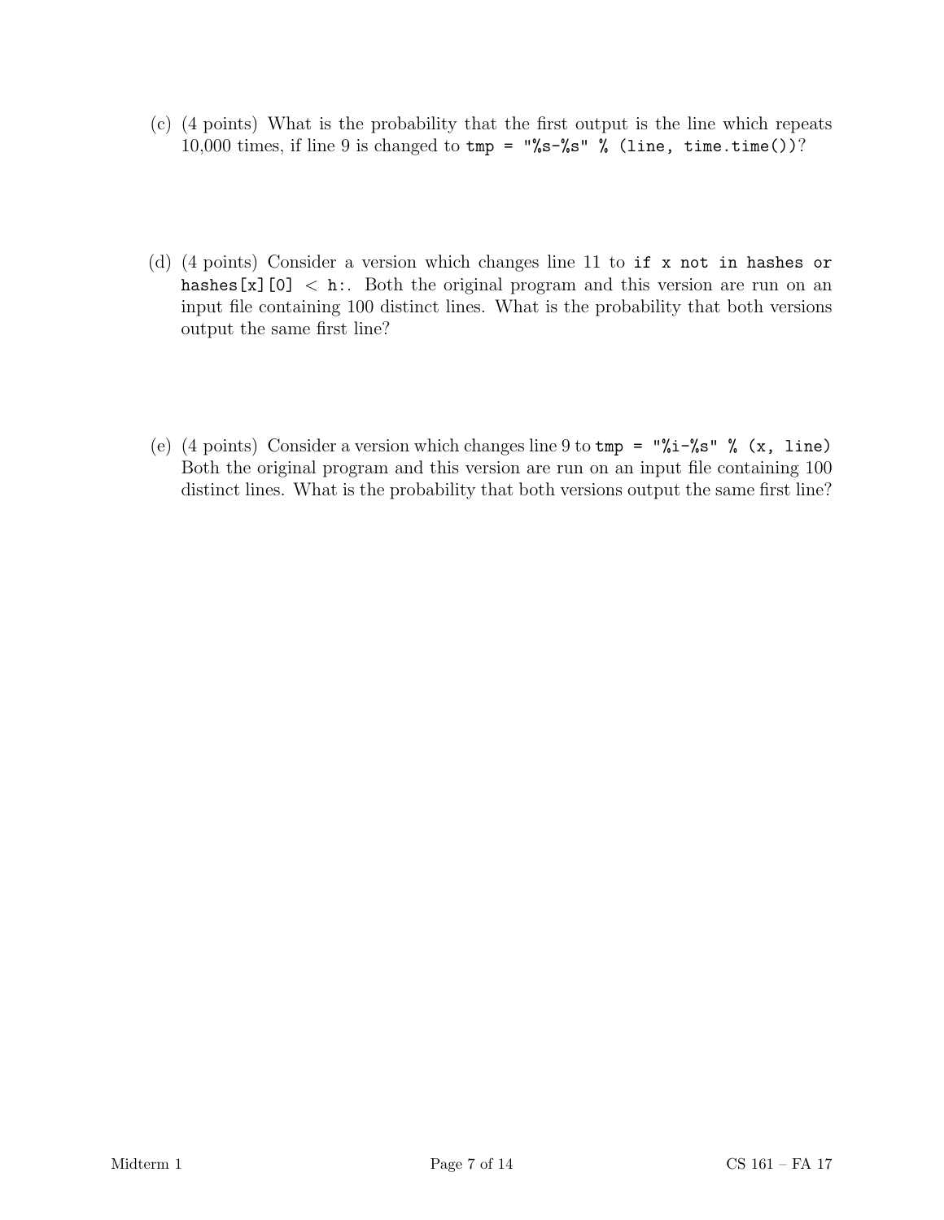(c) (4 points) What is the probability that the first output is the line which repeats 10,000 times, if line 9 is changed to `tmp = "%s-%s" % (line, time.time())`?

(d) (4 points) Consider a version which changes line 11 to `if x not in hashes or hashes[x][0] < h:`. Both the original program and this version are run on an input file containing 100 distinct lines. What is the probability that both versions output the same first line?

(e) (4 points) Consider a version which changes line 9 to `tmp = "%i-%s" % (x, line)` Both the original program and this version are run on an input file containing 100 distinct lines. What is the probability that both versions output the same first line?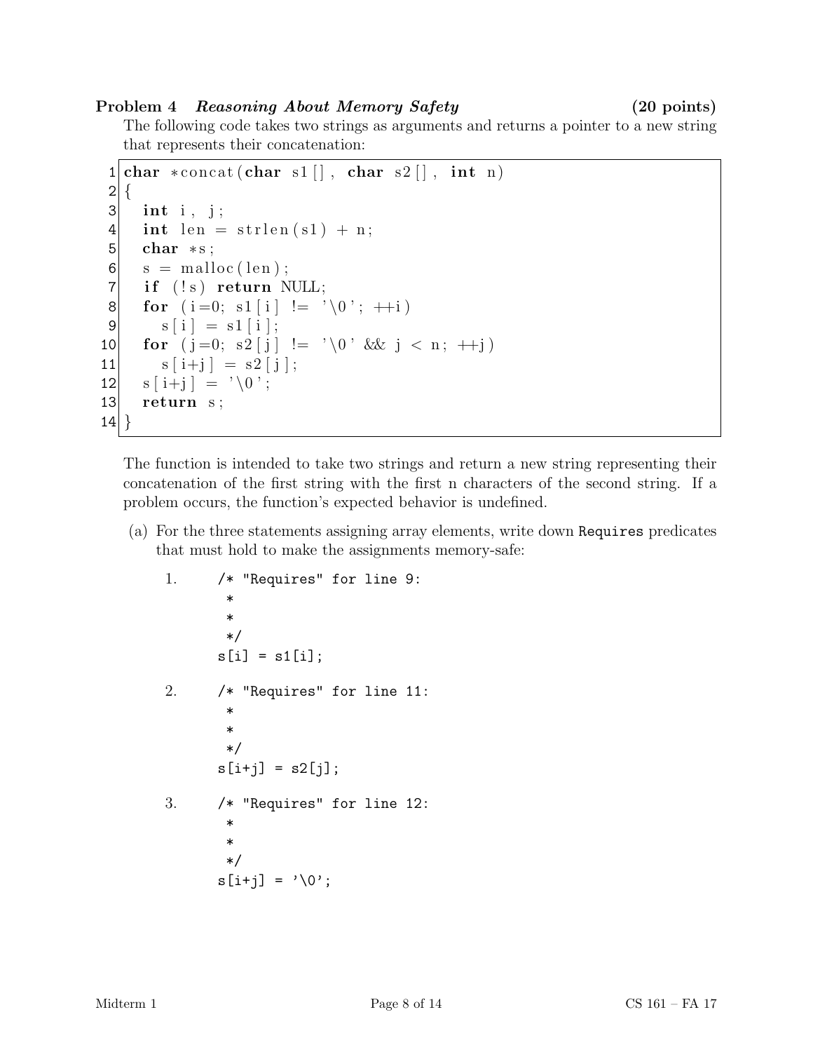## Problem 4 *Reasoning About Memory Safety* (20 points)

The following code takes two strings as arguments and returns a pointer to a new string that represents their concatenation:

```
 1  char *concat(char s1[], char s2[], int n)
 2  {
 3    int i, j;
 4    int len = strlen(s1) + n;
 5    char *s;
 6    s = malloc(len);
 7    if (!s) return NULL;
 8    for (i=0; s1[i] != '\0'; ++i)
 9      s[i] = s1[i];
10    for (j=0; s2[j] != '\0' && j < n; ++j)
11      s[i+j] = s2[j];
12    s[i+j] = '\0';
13    return s;
14  }
```

The function is intended to take two strings and return a new string representing their concatenation of the first string with the first n characters of the second string. If a problem occurs, the function's expected behavior is undefined.

(a) For the three statements assigning array elements, write down Requires predicates that must hold to make the assignments memory-safe:

1.
```
/* "Requires" for line 9:
 *
 *
 */
s[i] = s1[i];
```

2.
```
/* "Requires" for line 11:
 *
 *
 */
s[i+j] = s2[j];
```

3.
```
/* "Requires" for line 12:
 *
 *
 */
s[i+j] = '\0';
```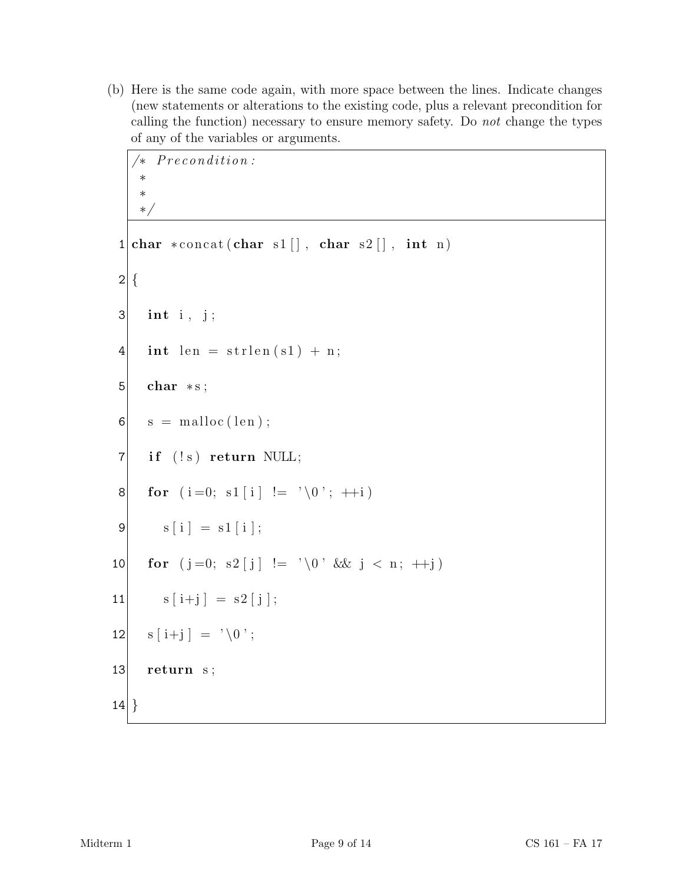(b) Here is the same code again, with more space between the lines. Indicate changes (new statements or alterations to the existing code, plus a relevant precondition for calling the function) necessary to ensure memory safety. Do *not* change the types of any of the variables or arguments.

```
/* Precondition:
 *
 *
 */
```

```
1  char *concat(char s1[], char s2[], int n)
2  {
3    int i, j;
4    int len = strlen(s1) + n;
5    char *s;
6    s = malloc(len);
7    if (!s) return NULL;
8    for (i=0; s1[i] != '\0'; ++i)
9       s[i] = s1[i];
10   for (j=0; s2[j] != '\0' && j < n; ++j)
11      s[i+j] = s2[j];
12   s[i+j] = '\0';
13   return s;
14 }
```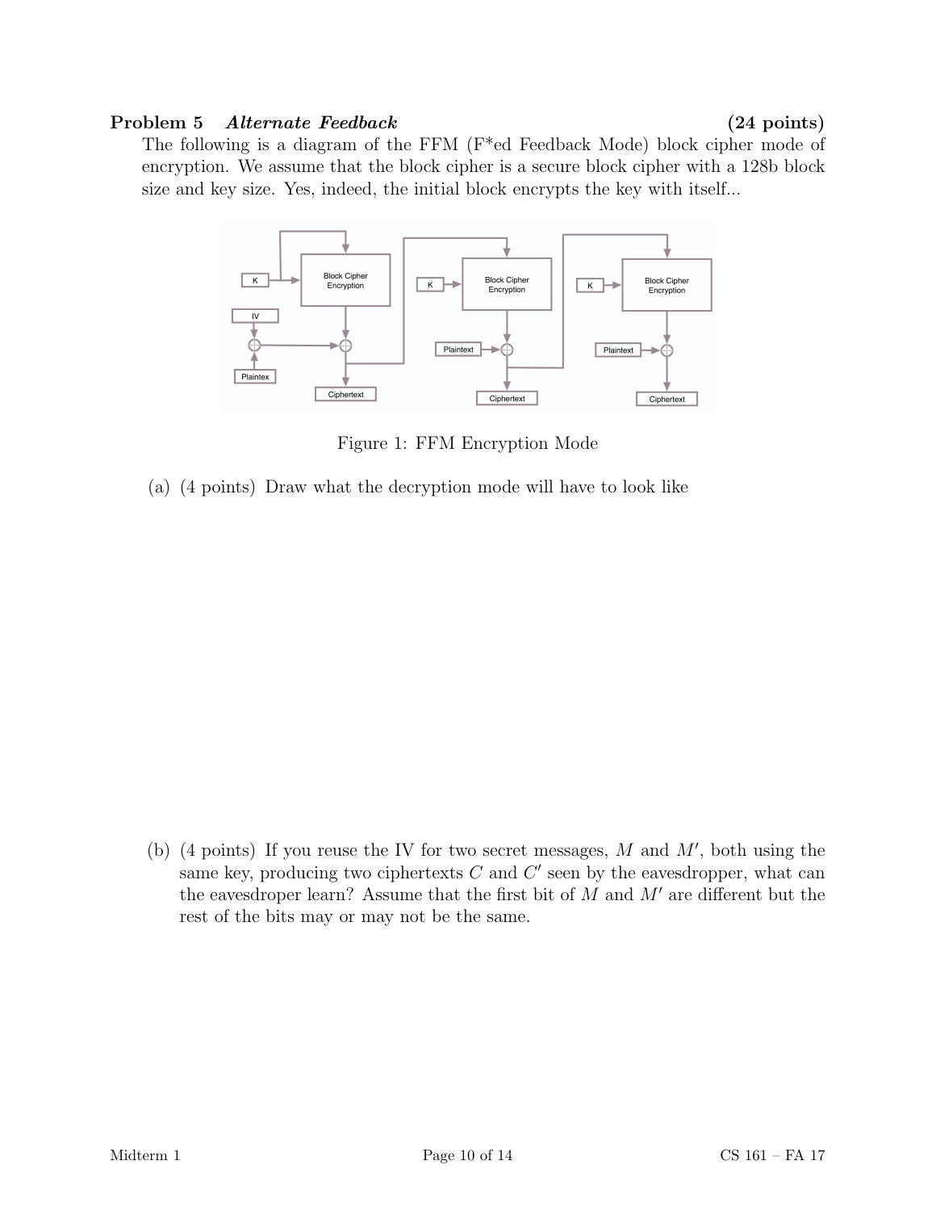## Problem 5 *Alternate Feedback* (24 points)

The following is a diagram of the FFM (F*ed Feedback Mode) block cipher mode of encryption. We assume that the block cipher is a secure block cipher with a 128b block size and key size. Yes, indeed, the initial block encrypts the key with itself...

Figure 1: FFM Encryption Mode

(a) (4 points) Draw what the decryption mode will have to look like

(b) (4 points) If you reuse the IV for two secret messages, $M$ and $M'$, both using the same key, producing two ciphertexts $C$ and $C'$ seen by the eavesdropper, what can the eavesdroper learn? Assume that the first bit of $M$ and $M'$ are different but the rest of the bits may or may not be the same.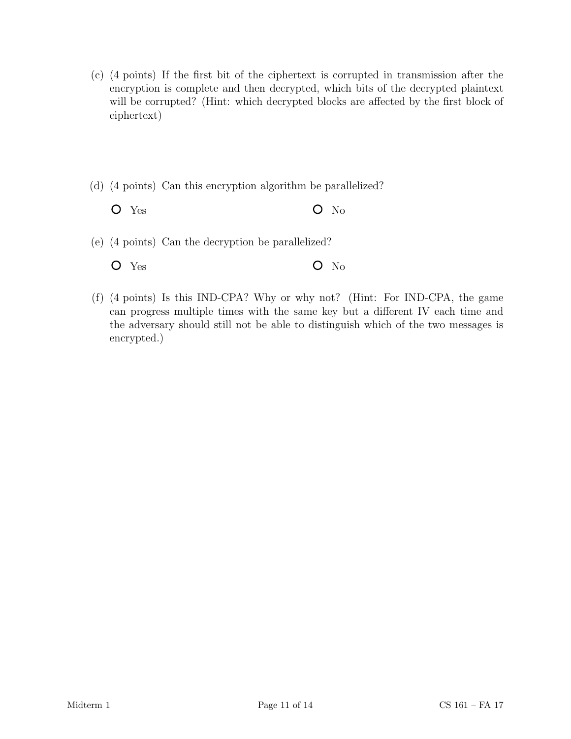(c) (4 points) If the first bit of the ciphertext is corrupted in transmission after the encryption is complete and then decrypted, which bits of the decrypted plaintext will be corrupted? (Hint: which decrypted blocks are affected by the first block of ciphertext)

(d) (4 points) Can this encryption algorithm be parallelized?

- ○ Yes
- ○ No

(e) (4 points) Can the decryption be parallelized?

- ○ Yes
- ○ No

(f) (4 points) Is this IND-CPA? Why or why not? (Hint: For IND-CPA, the game can progress multiple times with the same key but a different IV each time and the adversary should still not be able to distinguish which of the two messages is encrypted.)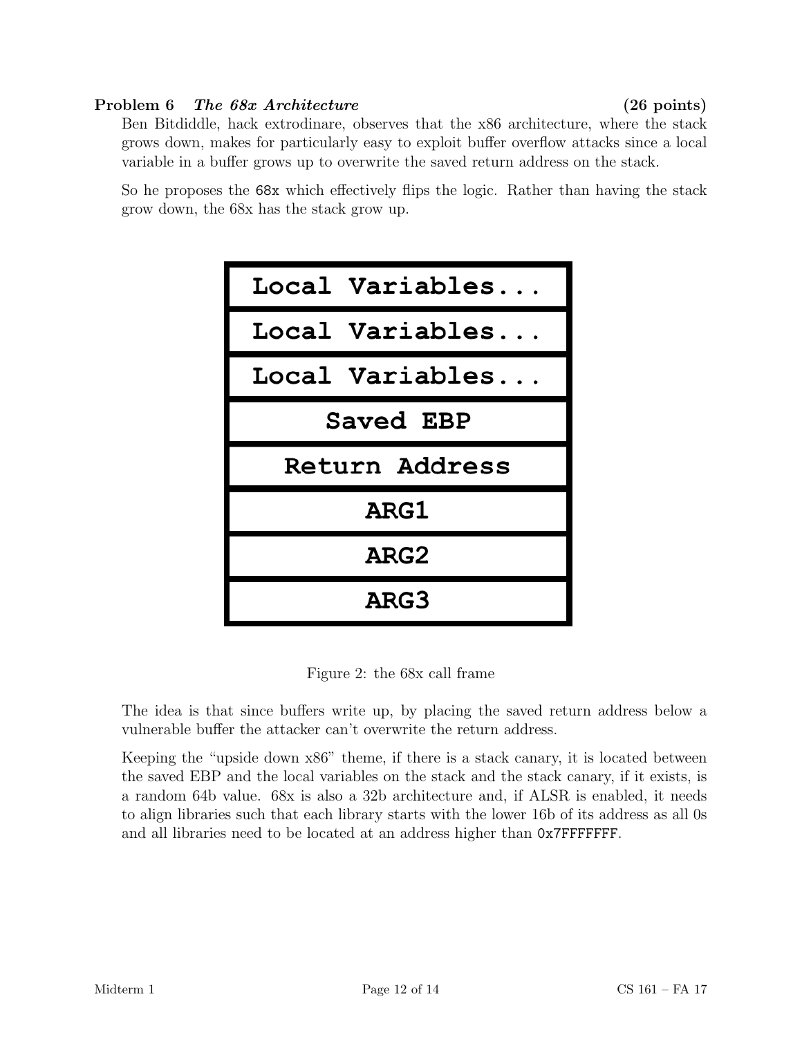**Problem 6** ***The 68x Architecture*** **(26 points)**

Ben Bitdiddle, hack extrodinare, observes that the x86 architecture, where the stack grows down, makes for particularly easy to exploit buffer overflow attacks since a local variable in a buffer grows up to overwrite the saved return address on the stack.

So he proposes the `68x` which effectively flips the logic. Rather than having the stack grow down, the 68x has the stack grow up.

| **Local Variables...** |
|---|
| **Local Variables...** |
| **Local Variables...** |
| **Saved EBP** |
| **Return Address** |
| **ARG1** |
| **ARG2** |
| **ARG3** |

Figure 2: the 68x call frame

The idea is that since buffers write up, by placing the saved return address below a vulnerable buffer the attacker can't overwrite the return address.

Keeping the "upside down x86" theme, if there is a stack canary, it is located between the saved EBP and the local variables on the stack and the stack canary, if it exists, is a random 64b value. 68x is also a 32b architecture and, if ALSR is enabled, it needs to align libraries such that each library starts with the lower 16b of its address as all 0s and all libraries need to be located at an address higher than `0x7FFFFFFF`.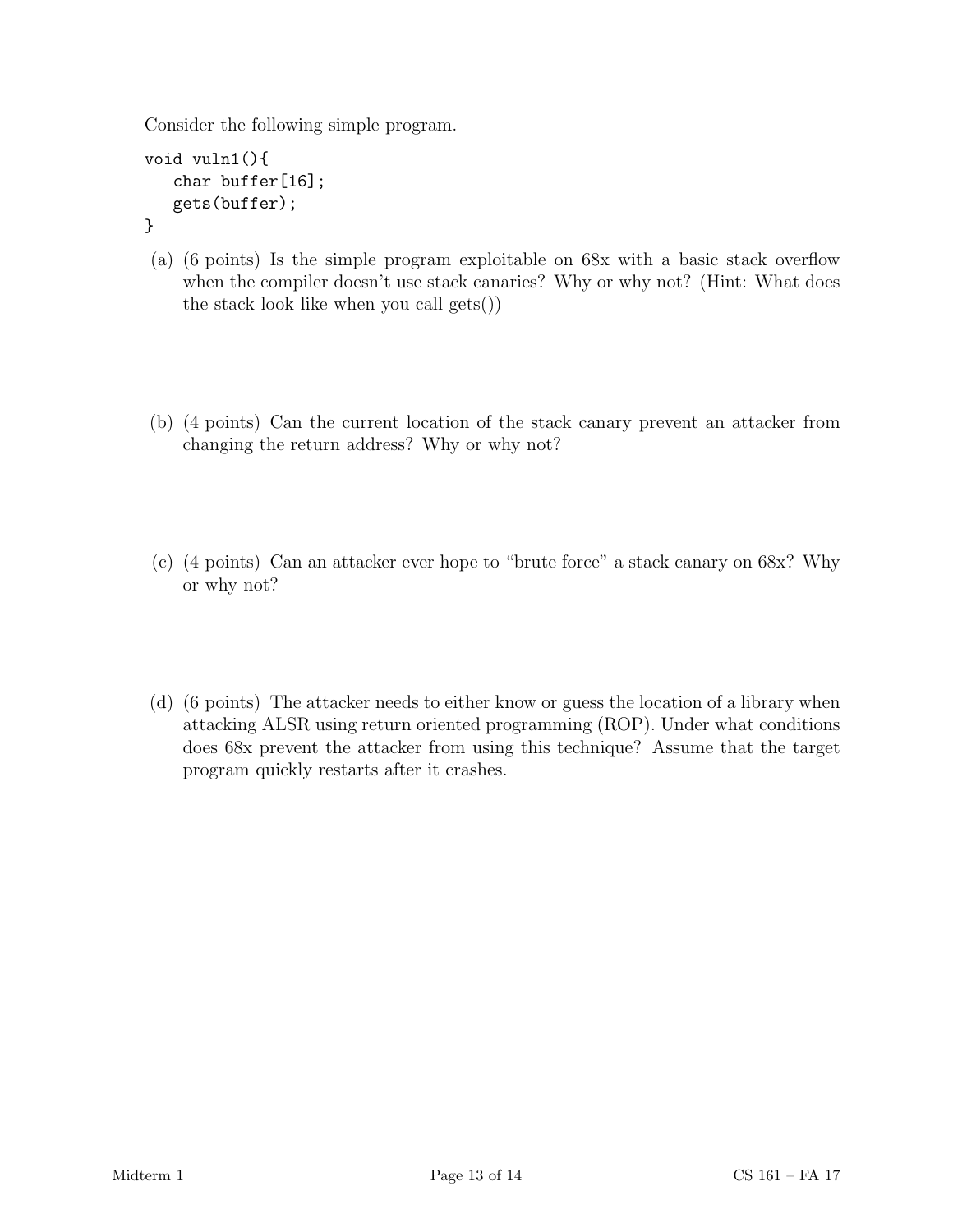Consider the following simple program.

```
void vuln1(){
   char buffer[16];
   gets(buffer);
}
```

(a) (6 points) Is the simple program exploitable on 68x with a basic stack overflow when the compiler doesn't use stack canaries? Why or why not? (Hint: What does the stack look like when you call gets())

(b) (4 points) Can the current location of the stack canary prevent an attacker from changing the return address? Why or why not?

(c) (4 points) Can an attacker ever hope to "brute force" a stack canary on 68x? Why or why not?

(d) (6 points) The attacker needs to either know or guess the location of a library when attacking ALSR using return oriented programming (ROP). Under what conditions does 68x prevent the attacker from using this technique? Assume that the target program quickly restarts after it crashes.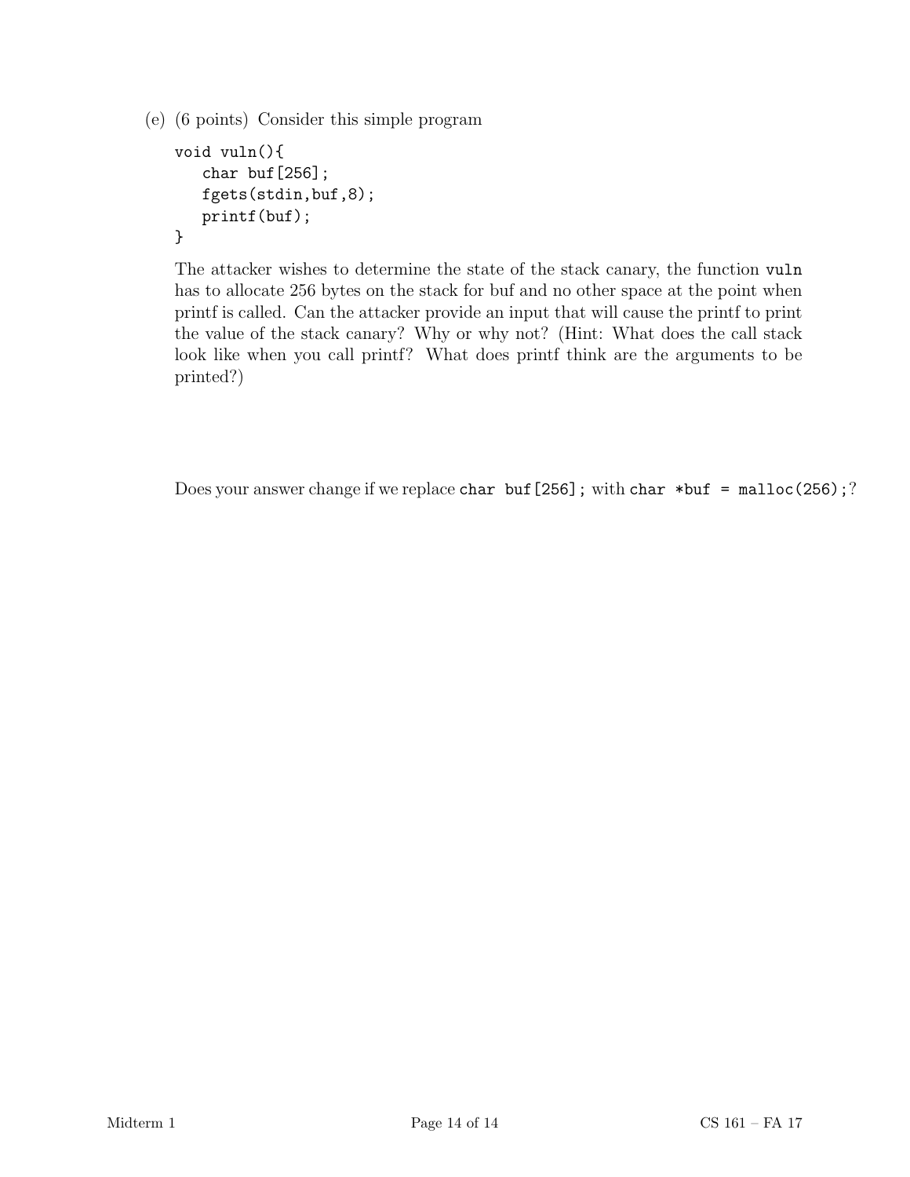(e) (6 points) Consider this simple program

```
void vuln(){
   char buf[256];
   fgets(stdin,buf,8);
   printf(buf);
}
```

The attacker wishes to determine the state of the stack canary, the function `vuln` has to allocate 256 bytes on the stack for buf and no other space at the point when printf is called. Can the attacker provide an input that will cause the printf to print the value of the stack canary? Why or why not? (Hint: What does the call stack look like when you call printf? What does printf think are the arguments to be printed?)

Does your answer change if we replace `char buf[256];` with `char *buf = malloc(256);`?